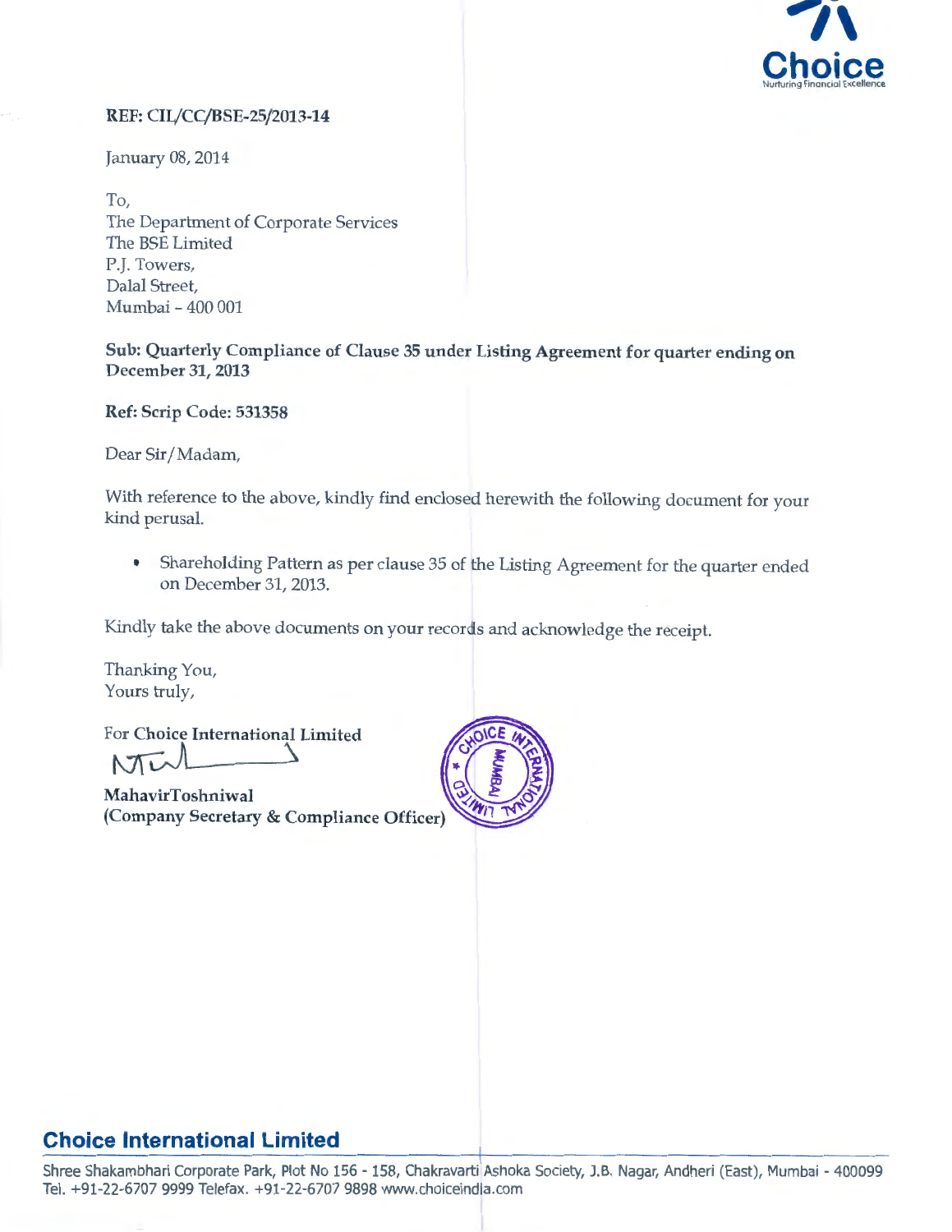Choice
Nurturing Financial Excellence

**REF: CIL/CC/BSE-25/2013-14**

January 08, 2014

To,
The Department of Corporate Services
The BSE Limited
P.J. Towers,
Dalal Street,
Mumbai - 400 001

**Sub: Quarterly Compliance of Clause 35 under Listing Agreement for quarter ending on December 31, 2013**

**Ref: Scrip Code: 531358**

Dear Sir/Madam,

With reference to the above, kindly find enclosed herewith the following document for your kind perusal.

- Shareholding Pattern as per clause 35 of the Listing Agreement for the quarter ended on December 31, 2013.

Kindly take the above documents on your records and acknowledge the receipt.

Thanking You,
Yours truly,

For **Choice International Limited**

**MahavirToshniwal**
**(Company Secretary & Compliance Officer)**

**Choice International Limited**

Shree Shakambhari Corporate Park, Plot No 156 - 158, Chakravarti Ashoka Society, J.B. Nagar, Andheri (East), Mumbai - 400099
Tel. +91-22-6707 9999 Telefax. +91-22-6707 9898 www.choiceindia.com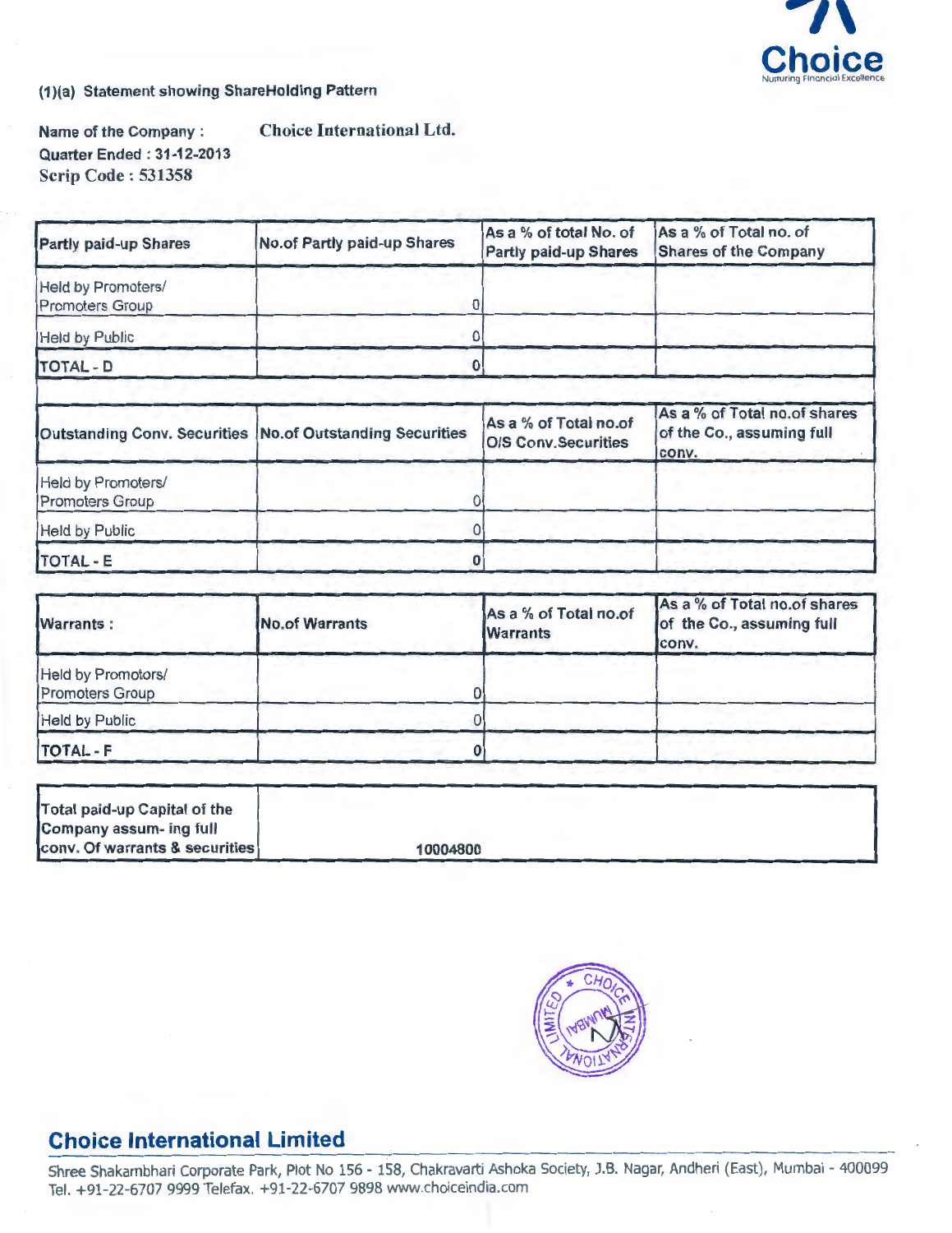(1)(a) Statement showing ShareHolding Pattern

Name of the Company : Choice International Ltd.
Quarter Ended : 31-12-2013
Scrip Code : 531358

| Partly paid-up Shares | No.of Partly paid-up Shares | As a % of total No. of Partly paid-up Shares | As a % of Total no. of Shares of the Company |
|---|---|---|---|
| Held by Promoters/ Promoters Group | 0 | | |
| Held by Public | 0 | | |
| TOTAL - D | 0 | | |

| Outstanding Conv. Securities | No.of Outstanding Securities | As a % of Total no.of O/S Conv.Securities | As a % of Total no.of shares of the Co., assuming full conv. |
|---|---|---|---|
| Held by Promoters/ Promoters Group | 0 | | |
| Held by Public | 0 | | |
| TOTAL - E | 0 | | |

| Warrants : | No.of Warrants | As a % of Total no.of Warrants | As a % of Total no.of shares of the Co., assuming full conv. |
|---|---|---|---|
| Held by Promotors/ Promoters Group | 0 | | |
| Held by Public | 0 | | |
| TOTAL - F | 0 | | |

| Total paid-up Capital of the Company assum- ing full conv. Of warrants & securities | 10004800 |
|---|---|

## Choice International Limited

Shree Shakambhari Corporate Park, Plot No 156 - 158, Chakravarti Ashoka Society, J.B. Nagar, Andheri (East), Mumbai - 400099
Tel. +91-22-6707 9999 Telefax. +91-22-6707 9898 www.choiceindia.com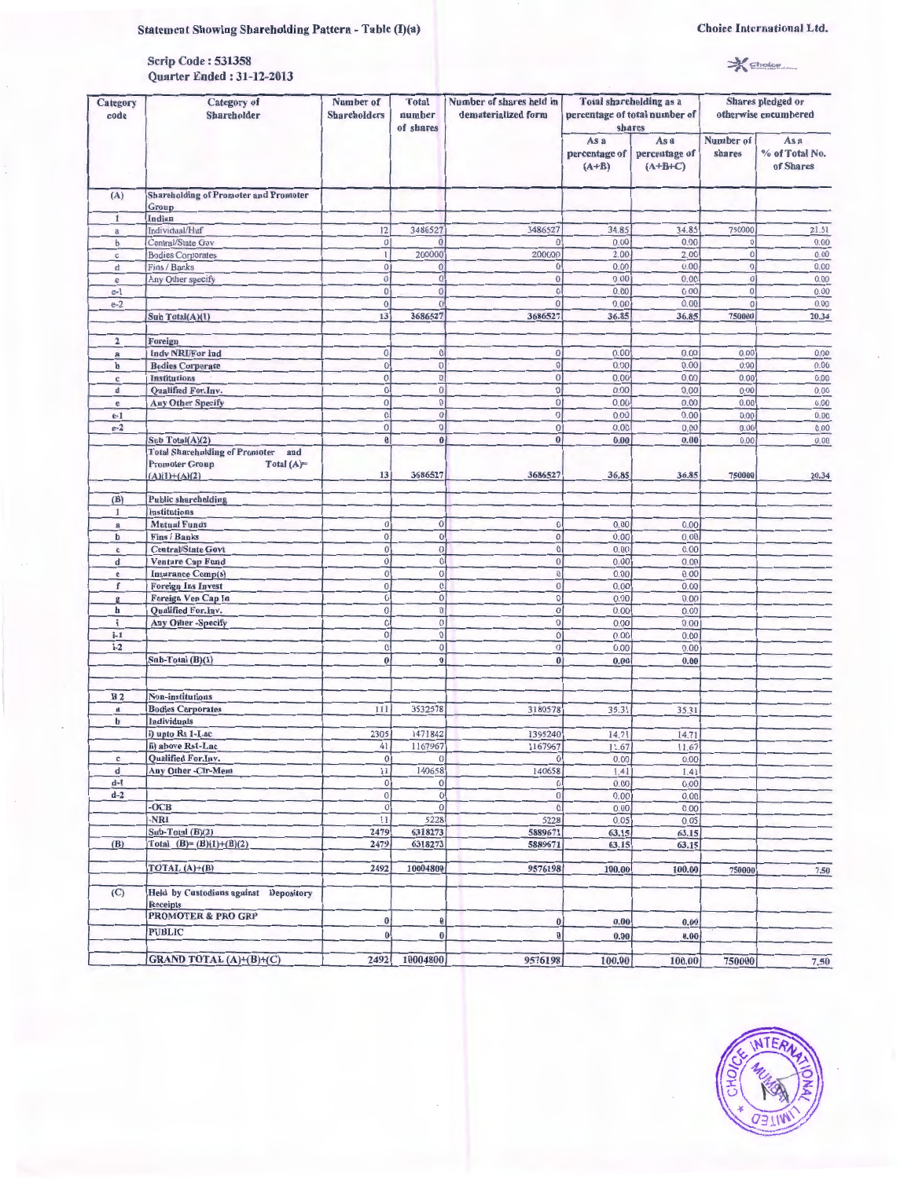**Statement Showing Shareholding Pattern - Table (I)(a)**

**Choice International Ltd.**

**Scrip Code : 531358**
**Quarter Ended : 31-12-2013**

| Category code | Category of Shareholder | Number of Shareholders | Total number of shares | Number of shares held in dematerialized form | Total shareholding as a percentage of total number of shares | | Shares pledged or otherwise encumbered | |
|---|---|---|---|---|---|---|---|---|
| | | | | | As a percentage of (A+B) | As a percentage of (A+B+C) | Number of shares | As a % of Total No. of Shares |
| (A) | **Shareholding of Promoter and Promoter Group** | | | | | | | |
| 1 | Indian | | | | | | | |
| a | Individual/Huf | 12 | 3486527 | 3486527 | 34.85 | 34.85 | 750000 | 21.51 |
| b | Central/State Gov | 0 | 0 | 0 | 0.00 | 0.00 | 0 | 0.00 |
| c | Bodies Corporates | 1 | 200000 | 200000 | 2.00 | 2.00 | 0 | 0.00 |
| d | Fins / Banks | 0 | 0 | 0 | 0.00 | 0.00 | 0 | 0.00 |
| e | Any Other specify | 0 | 0 | 0 | 0.00 | 0.00 | 0 | 0.00 |
| e-1 | | 0 | 0 | 0 | 0.00 | 0.00 | 0 | 0.00 |
| e-2 | | 0 | 0 | 0 | 0.00 | 0.00 | 0 | 0.00 |
| | **Sub Total(A)(1)** | 13 | 3686527 | 3686527 | 36.85 | 36.85 | 750000 | 20.34 |
| 2 | **Foreign** | | | | | | | |
| a | Indv NRI/For Ind | 0 | 0 | 0 | 0.00 | 0.00 | 0.00 | 0.00 |
| b | Bodies Corporate | 0 | 0 | 0 | 0.00 | 0.00 | 0.00 | 0.00 |
| c | Institutions | 0 | 0 | 0 | 0.00 | 0.00 | 0.00 | 0.00 |
| d | Qualified For.Inv. | 0 | 0 | 0 | 0.00 | 0.00 | 0.00 | 0.00 |
| e | Any Other Specify | 0 | 0 | 0 | 0.00 | 0.00 | 0.00 | 0.00 |
| e-1 | | 0 | 0 | 0 | 0.00 | 0.00 | 0.00 | 0.00 |
| e-2 | | 0 | 0 | 0 | 0.00 | 0.00 | 0.00 | 0.00 |
| | **Sub Total(A)(2)** | 0 | 0 | 0 | 0.00 | 0.00 | 0.00 | 0.00 |
| | **Total Shareholding of Promoter and Promoter Group Total (A)= (A)(1)+(A)(2)** | 13 | 3686527 | 3686527 | 36.85 | 36.85 | 750000 | 20.34 |
| (B) | **Public shareholding** | | | | | | | |
| 1 | Institutions | | | | | | | |
| a | Mutual Funds | 0 | 0 | 0 | 0.00 | 0.00 | | |
| b | Fins / Banks | 0 | 0 | 0 | 0.00 | 0.00 | | |
| c | Central/State Govt | 0 | 0 | 0 | 0.00 | 0.00 | | |
| d | Venture Cap Fund | 0 | 0 | 0 | 0.00 | 0.00 | | |
| e | Insurance Comp(s) | 0 | 0 | 0 | 0.00 | 0.00 | | |
| f | Foreign Ins Invest | 0 | 0 | 0 | 0.00 | 0.00 | | |
| g | Foreign Ven Cap In | 0 | 0 | 0 | 0.00 | 0.00 | | |
| h | Qualified For.Inv. | 0 | 0 | 0 | 0.00 | 0.00 | | |
| i | Any Other -Specify | 0 | 0 | 0 | 0.00 | 0.00 | | |
| i-1 | | 0 | 0 | 0 | 0.00 | 0.00 | | |
| i-2 | | 0 | 0 | 0 | 0.00 | 0.00 | | |
| | **Sub-Total (B)(1)** | 0 | 0 | 0 | 0.00 | 0.00 | | |
| B 2 | **Non-institutions** | | | | | | | |
| a | Bodies Corporates | 111 | 3532578 | 3180578 | 35.31 | 35.31 | | |
| b | Individuals | | | | | | | |
| | i) upto Rs 1-Lac | 2305 | 1471842 | 1395240 | 14.71 | 14.71 | | |
| | ii) above Rs1-Lac | 41 | 1167967 | 1167967 | 11.67 | 11.67 | | |
| c | Qualified For.Inv. | 0 | 0 | 0 | 0.00 | 0.00 | | |
| d | Any Other -Clr-Mem | 11 | 140658 | 140658 | 1.41 | 1.41 | | |
| d-1 | | 0 | 0 | 0 | 0.00 | 0.00 | | |
| d-2 | | 0 | 0 | 0 | 0.00 | 0.00 | | |
| | -OCB | 0 | 0 | 0 | 0.00 | 0.00 | | |
| | -NRI | 11 | 5228 | 5228 | 0.05 | 0.05 | | |
| | **Sub-Total (B)(2)** | 2479 | 6318273 | 5889671 | 63.15 | 63.15 | | |
| (B) | **Total (B)= (B)(1)+(B)(2)** | 2479 | 6318273 | 5889671 | 63.15 | 63.15 | | |
| | **TOTAL (A)+(B)** | 2492 | 10004800 | 9576198 | 100.00 | 100.00 | 750000 | 7.50 |
| (C) | **Held by Custodians against Depository Receipts** | | | | | | | |
| | PROMOTER & PRO GRP | 0 | 0 | 0 | 0.00 | 0.00 | | |
| | PUBLIC | 0 | 0 | 0 | 0.00 | 0.00 | | |
| | **GRAND TOTAL (A)+(B)+(C)** | 2492 | 10004800 | 9576198 | 100.00 | 100.00 | 750000 | 7.50 |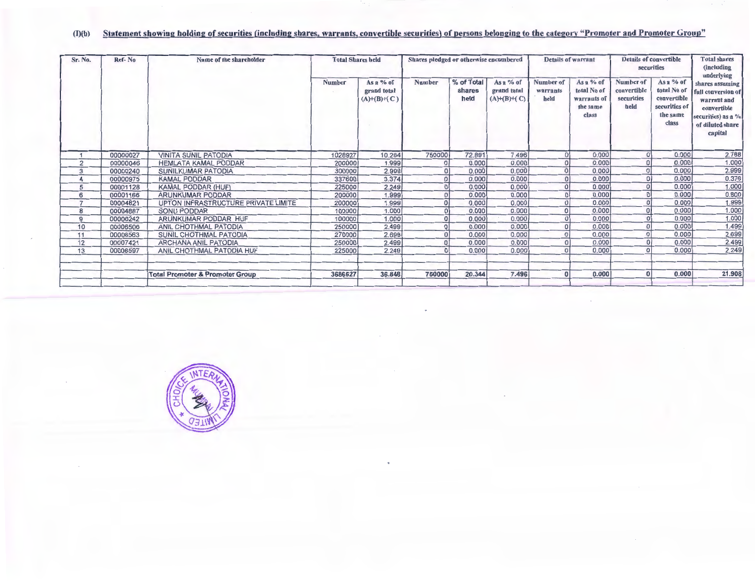## (I)(b) Statement showing holding of securities (including shares, warrants, convertible securities) of persons belonging to the category "Promoter and Promoter Group"

| Sr. No. | Ref- No | Name of the shareholder | Total Shares held | | Shares pledged or otherwise encumbered | | | Details of warrant | | Details of convertible securities | | Total shares (including underlying shares assuming full conversion of warrant and convertible securities) as a % of diluted share capital |
|---|---|---|---|---|---|---|---|---|---|---|---|---|
| | | | Number | As a % of grand total (A)+(B)+(C) | Number | % of Total shares held | As a % of grand total (A)+(B)+(C) | Number of warrants held | As a % of total No of warrants of the same class | Number of convertible securities held | As a % of total No of convertible securities of the same class | |
| 1 | 00000027 | VINITA SUNIL PATODIA | 1028927 | 10.284 | 750000 | 72.891 | 7.496 | 0 | 0.000 | 0 | 0.000 | 2.788 |
| 2 | 00000046 | HEMLATA KAMAL PODDAR | 200000 | 1.999 | 0 | 0.000 | 0.000 | 0 | 0.000 | 0 | 0.000 | 1.000 |
| 3 | 00000240 | SUNILKUMAR PATODIA | 300000 | 2.998 | 0 | 0.000 | 0.000 | 0 | 0.000 | 0 | 0.000 | 2.999 |
| 4 | 00000975 | KAMAL PODDAR | 337600 | 3.374 | 0 | 0.000 | 0.000 | 0 | 0.000 | 0 | 0.000 | 0.376 |
| 5 | 00001128 | KAMAL PODDAR (HUF) | 225000 | 2.249 | 0 | 0.000 | 0.000 | 0 | 0.000 | 0 | 0.000 | 1.000 |
| 6 | 00001166 | ARUNKUMAR PODDAR | 200000 | 1.999 | 0 | 0.000 | 0.000 | 0 | 0.000 | 0 | 0.000 | 0.800 |
| 7 | 00004821 | UPTON INFRASTRUCTURE PRIVATE LIMITE | 200000 | 1.999 | 0 | 0.000 | 0.000 | 0 | 0.000 | 0 | 0.000 | 1.999 |
| 8 | 00004887 | SONU PODDAR | 100000 | 1.000 | 0 | 0.000 | 0.000 | 0 | 0.000 | 0 | 0.000 | 1.000 |
| 9 | 00006242 | ARUNKUMAR PODDAR HUF | 100000 | 1.000 | 0 | 0.000 | 0.000 | 0 | 0.000 | 0 | 0.000 | 1.000 |
| 10 | 00006506 | ANIL CHOTHMAL PATODIA | 250000 | 2.499 | 0 | 0.000 | 0.000 | 0 | 0.000 | 0 | 0.000 | 1.499 |
| 11 | 00006563 | SUNIL CHOTHMAL PATODIA | 270000 | 2.699 | 0 | 0.000 | 0.000 | 0 | 0.000 | 0 | 0.000 | 2.699 |
| 12 | 00007421 | ARCHANA ANIL PATODIA | 250000 | 2.499 | 0 | 0.000 | 0.000 | 0 | 0.000 | 0 | 0.000 | 2.499 |
| 13 | 00006597 | ANIL CHOTHMAL PATODIA HUF | 225000 | 2.249 | 0 | 0.000 | 0.000 | 0 | 0.000 | 0 | 0.000 | 2.249 |
| | | **Total Promoter & Promoter Group** | **3686527** | **36.848** | **750000** | **20.344** | **7.496** | **0** | **0.000** | **0** | **0.000** | **21.908** |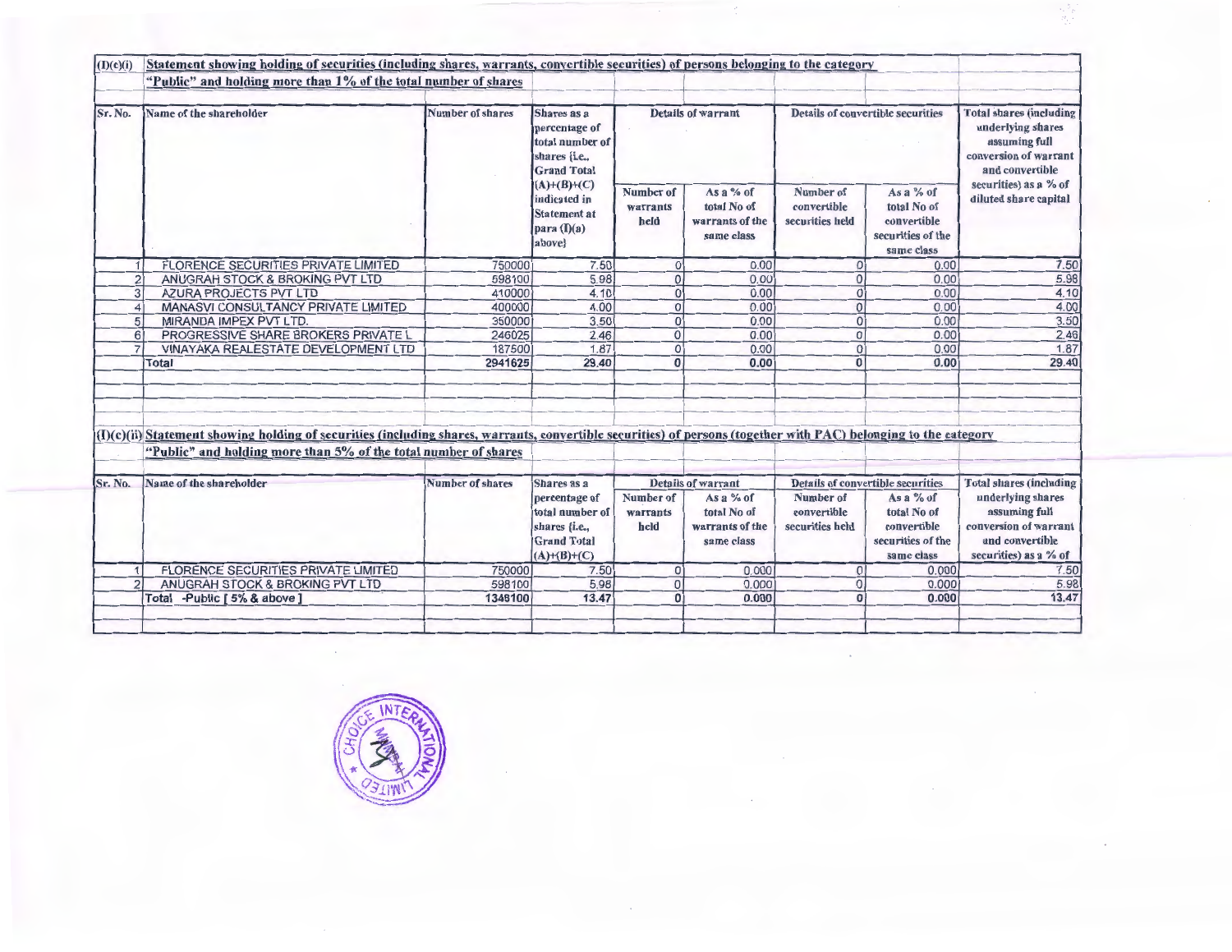**(I)(c)(i) Statement showing holding of securities (including shares, warrants, convertible securities) of persons belonging to the category "Public" and holding more than 1% of the total number of shares**

| Sr. No. | Name of the shareholder | Number of shares | Shares as a percentage of total number of shares {i.e., Grand Total (A)+(B)+(C) indicated in Statement at para (I)(a) above} | Details of warrant | | Details of convertible securities | | Total shares (including underlying shares assuming full conversion of warrant and convertible securities) as a % of diluted share capital |
|---|---|---|---|---|---|---|---|---|
| | | | | Number of warrants held | As a % of total No of warrants of the same class | Number of convertible securities held | As a % of total No of convertible securities of the same class | |
| 1 | FLORENCE SECURITIES PRIVATE LIMITED | 750000 | 7.50 | 0 | 0.00 | 0 | 0.00 | 7.50 |
| 2 | ANUGRAH STOCK & BROKING PVT LTD | 598100 | 5.98 | 0 | 0.00 | 0 | 0.00 | 5.98 |
| 3 | AZURA PROJECTS PVT LTD | 410000 | 4.10 | 0 | 0.00 | 0 | 0.00 | 4.10 |
| 4 | MANASVI CONSULTANCY PRIVATE LIMITED | 400000 | 4.00 | 0 | 0.00 | 0 | 0.00 | 4.00 |
| 5 | MIRANDA IMPEX PVT LTD. | 350000 | 3.50 | 0 | 0.00 | 0 | 0.00 | 3.50 |
| 6 | PROGRESSIVE SHARE BROKERS PRIVATE L | 246025 | 2.46 | 0 | 0.00 | 0 | 0.00 | 2.46 |
| 7 | VINAYAKA REALESTATE DEVELOPMENT LTD | 187500 | 1.87 | 0 | 0.00 | 0 | 0.00 | 1.87 |
| | **Total** | **2941625** | **29.40** | **0** | **0.00** | **0** | **0.00** | **29.40** |

**(I)(c)(ii) Statement showing holding of securities (including shares, warrants, convertible securities) of persons (together with PAC) belonging to the category "Public" and holding more than 5% of the total number of shares**

| Sr. No. | Name of the shareholder | Number of shares | Shares as a percentage of total number of shares {i.e., Grand Total (A)+(B)+(C) | Details of warrant | | Details of convertible securities | | Total shares (including underlying shares assuming full conversion of warrant and convertible securities) as a % of |
|---|---|---|---|---|---|---|---|---|
| | | | | Number of warrants held | As a % of total No of warrants of the same class | Number of convertible securities held | As a % of total No of convertible securities of the same class | |
| 1 | FLORENCE SECURITIES PRIVATE LIMITED | 750000 | 7.50 | 0 | 0.000 | 0 | 0.000 | 7.50 |
| 2 | ANUGRAH STOCK & BROKING PVT LTD | 598100 | 5.98 | 0 | 0.000 | 0 | 0.000 | 5.98 |
| | Total -Public [ 5% & above ] | 1348100 | 13.47 | 0 | 0.000 | 0 | 0.000 | 13.47 |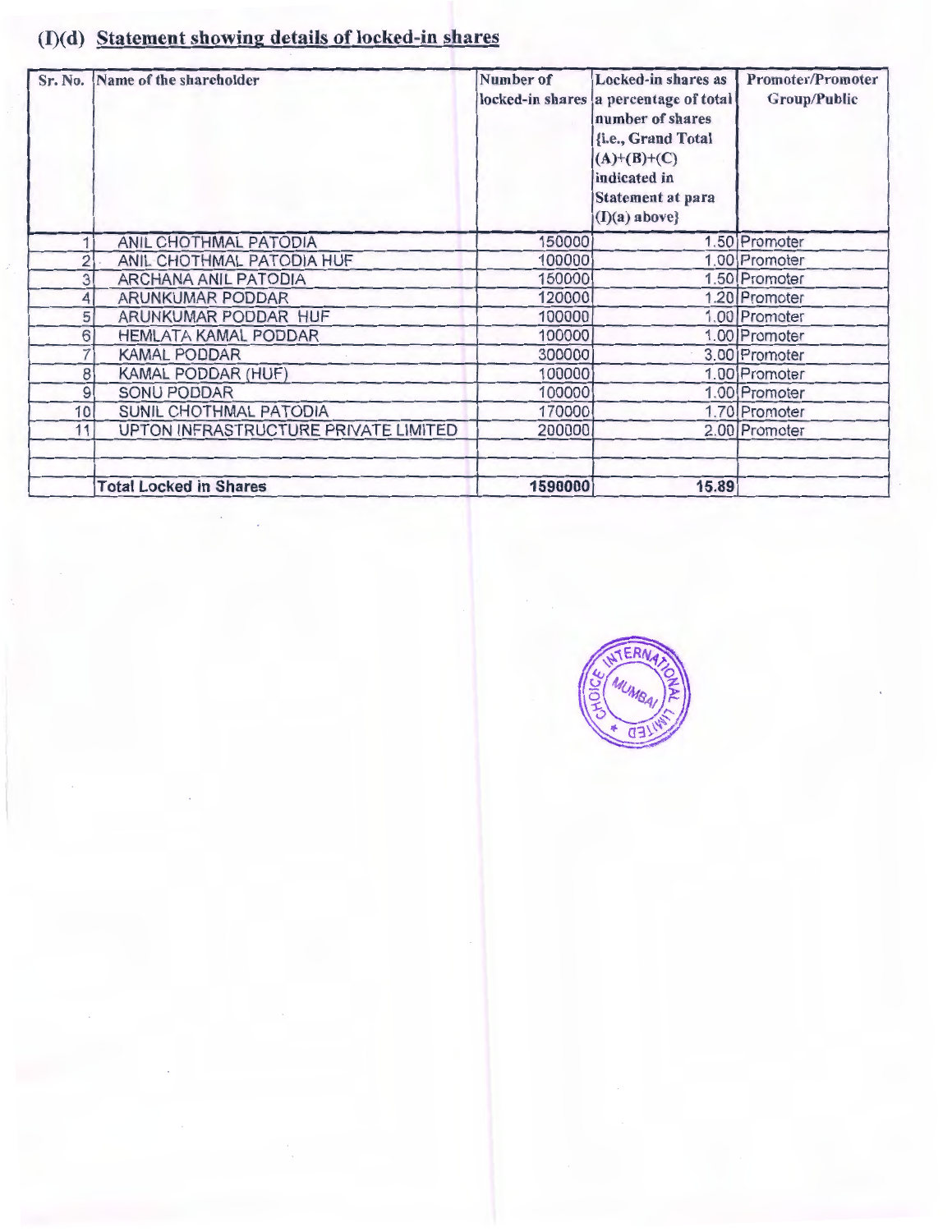## (I)(d) Statement showing details of locked-in shares

| Sr. No. | Name of the shareholder | Number of locked-in shares | Locked-in shares as a percentage of total number of shares {i.e., Grand Total (A)+(B)+(C) indicated in Statement at para (I)(a) above} | Promoter/Promoter Group/Public |
|---|---|---|---|---|
| 1 | ANIL CHOTHMAL PATODIA | 150000 | 1.50 | Promoter |
| 2 | ANIL CHOTHMAL PATODIA HUF | 100000 | 1.00 | Promoter |
| 3 | ARCHANA ANIL PATODIA | 150000 | 1.50 | Promoter |
| 4 | ARUNKUMAR PODDAR | 120000 | 1.20 | Promoter |
| 5 | ARUNKUMAR PODDAR HUF | 100000 | 1.00 | Promoter |
| 6 | HEMLATA KAMAL PODDAR | 100000 | 1.00 | Promoter |
| 7 | KAMAL PODDAR | 300000 | 3.00 | Promoter |
| 8 | KAMAL PODDAR (HUF) | 100000 | 1.00 | Promoter |
| 9 | SONU PODDAR | 100000 | 1.00 | Promoter |
| 10 | SUNIL CHOTHMAL PATODIA | 170000 | 1.70 | Promoter |
| 11 | UPTON INFRASTRUCTURE PRIVATE LIMITED | 200000 | 2.00 | Promoter |
| | | | | |
| | | | | |
| | **Total Locked in Shares** | **1590000** | **15.89** | |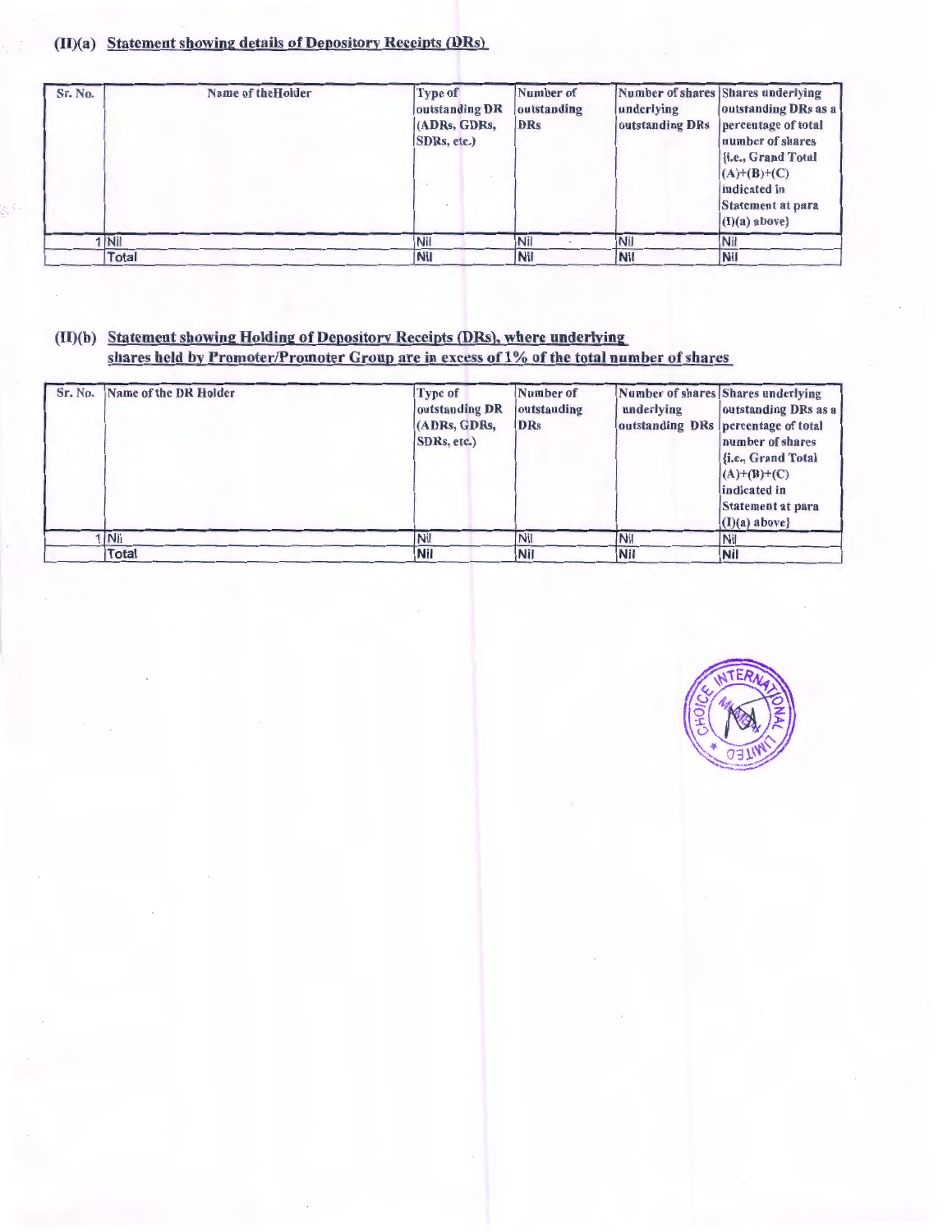## (II)(a) Statement showing details of Depository Receipts (DRs)

| Sr. No. | Name of theHolder | Type of outstanding DR (ADRs, GDRs, SDRs, etc.) | Number of outstanding DRs | Number of shares underlying outstanding DRs | Shares underlying outstanding DRs as a percentage of total number of shares {i.e., Grand Total (A)+(B)+(C) indicated in Statement at para (I)(a) above} |
|---|---|---|---|---|---|
| 1 | Nil | Nil | Nil | Nil | Nil |
| | Total | Nil | Nil | Nil | Nil |

## (II)(b) Statement showing Holding of Depository Receipts (DRs), where underlying shares held by Promoter/Promoter Group are in excess of 1% of the total number of shares

| Sr. No. | Name of the DR Holder | Type of outstanding DR (ADRs, GDRs, SDRs, etc.) | Number of outstanding DRs | Number of shares underlying outstanding DRs | Shares underlying outstanding DRs as a percentage of total number of shares {i.e., Grand Total (A)+(B)+(C) indicated in Statement at para (I)(a) above} |
|---|---|---|---|---|---|
| 1 | Nil | Nil | Nil | Nil | Nil |
| | Total | Nil | Nil | Nil | Nil |

CHOICE INTERNATIONAL LIMITED